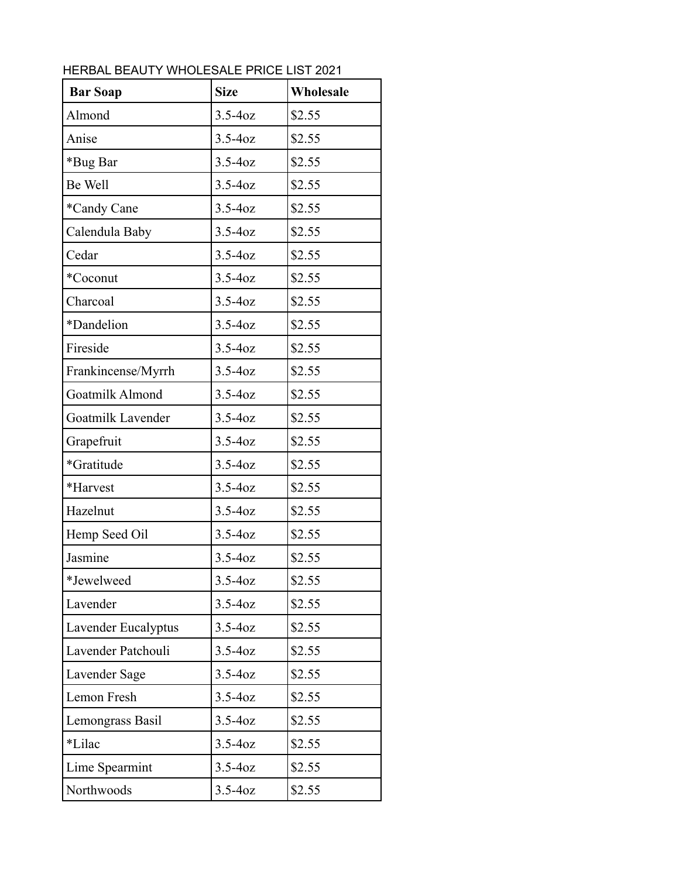HERBAL BEAUTY WHOLESALE PRICE LIST 2021

| Bar Soap | Size | Wholesale |
|---|---|---|
| Almond | 3.5-4oz | $2.55 |
| Anise | 3.5-4oz | $2.55 |
| *Bug Bar | 3.5-4oz | $2.55 |
| Be Well | 3.5-4oz | $2.55 |
| *Candy Cane | 3.5-4oz | $2.55 |
| Calendula Baby | 3.5-4oz | $2.55 |
| Cedar | 3.5-4oz | $2.55 |
| *Coconut | 3.5-4oz | $2.55 |
| Charcoal | 3.5-4oz | $2.55 |
| *Dandelion | 3.5-4oz | $2.55 |
| Fireside | 3.5-4oz | $2.55 |
| Frankincense/Myrrh | 3.5-4oz | $2.55 |
| Goatmilk Almond | 3.5-4oz | $2.55 |
| Goatmilk Lavender | 3.5-4oz | $2.55 |
| Grapefruit | 3.5-4oz | $2.55 |
| *Gratitude | 3.5-4oz | $2.55 |
| *Harvest | 3.5-4oz | $2.55 |
| Hazelnut | 3.5-4oz | $2.55 |
| Hemp Seed Oil | 3.5-4oz | $2.55 |
| Jasmine | 3.5-4oz | $2.55 |
| *Jewelweed | 3.5-4oz | $2.55 |
| Lavender | 3.5-4oz | $2.55 |
| Lavender Eucalyptus | 3.5-4oz | $2.55 |
| Lavender Patchouli | 3.5-4oz | $2.55 |
| Lavender Sage | 3.5-4oz | $2.55 |
| Lemon Fresh | 3.5-4oz | $2.55 |
| Lemongrass Basil | 3.5-4oz | $2.55 |
| *Lilac | 3.5-4oz | $2.55 |
| Lime Spearmint | 3.5-4oz | $2.55 |
| Northwoods | 3.5-4oz | $2.55 |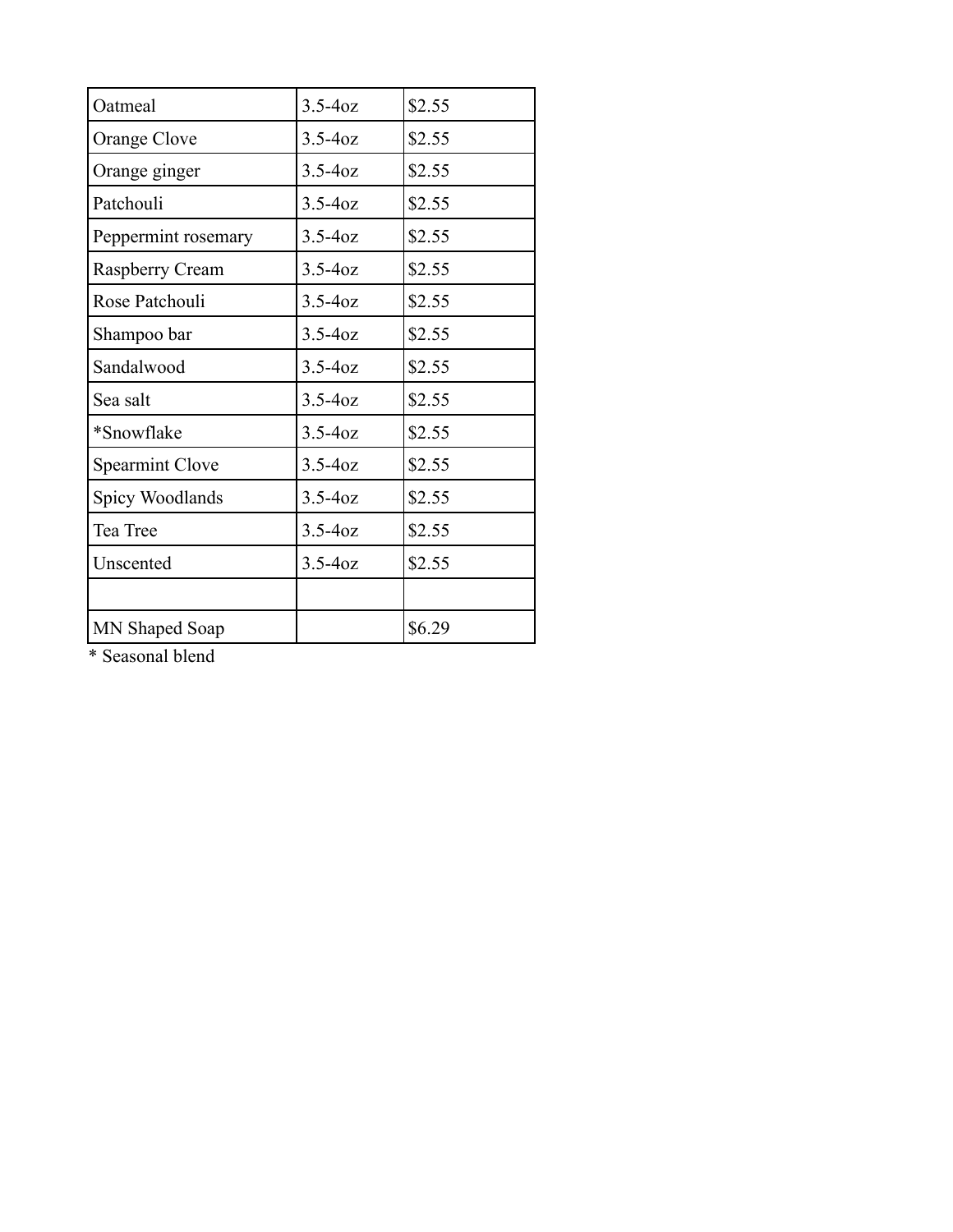| | | |
|---|---|---|
| Oatmeal | 3.5-4oz | $2.55 |
| Orange Clove | 3.5-4oz | $2.55 |
| Orange ginger | 3.5-4oz | $2.55 |
| Patchouli | 3.5-4oz | $2.55 |
| Peppermint rosemary | 3.5-4oz | $2.55 |
| Raspberry Cream | 3.5-4oz | $2.55 |
| Rose Patchouli | 3.5-4oz | $2.55 |
| Shampoo bar | 3.5-4oz | $2.55 |
| Sandalwood | 3.5-4oz | $2.55 |
| Sea salt | 3.5-4oz | $2.55 |
| *Snowflake | 3.5-4oz | $2.55 |
| Spearmint Clove | 3.5-4oz | $2.55 |
| Spicy Woodlands | 3.5-4oz | $2.55 |
| Tea Tree | 3.5-4oz | $2.55 |
| Unscented | 3.5-4oz | $2.55 |
| | | |
| MN Shaped Soap | | $6.29 |

* Seasonal blend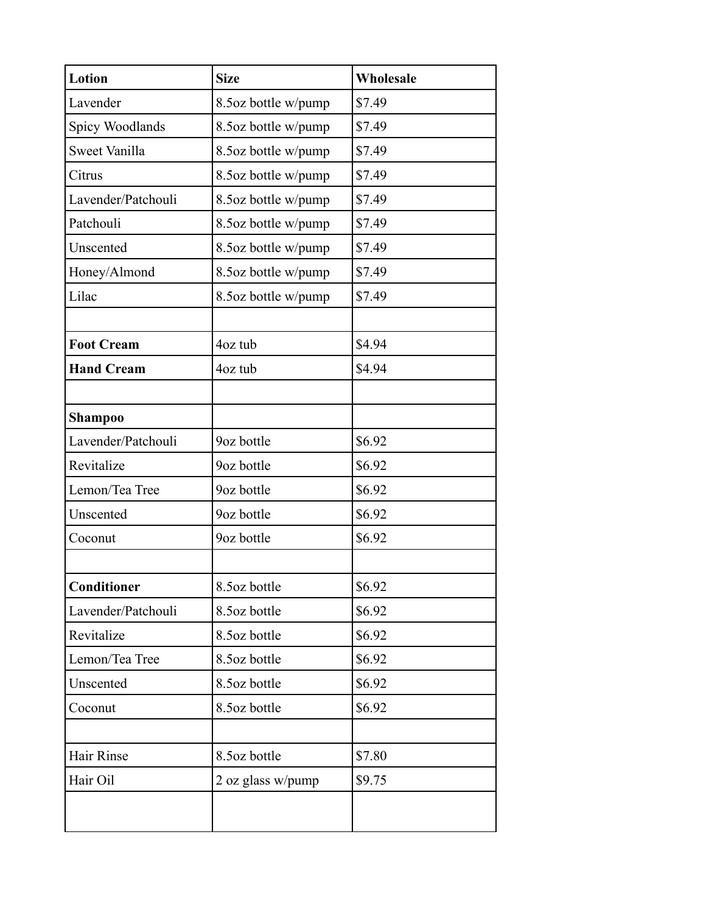| **Lotion** | **Size** | **Wholesale** |
| --- | --- | --- |
| Lavender | 8.5oz bottle w/pump | $7.49 |
| Spicy Woodlands | 8.5oz bottle w/pump | $7.49 |
| Sweet Vanilla | 8.5oz bottle w/pump | $7.49 |
| Citrus | 8.5oz bottle w/pump | $7.49 |
| Lavender/Patchouli | 8.5oz bottle w/pump | $7.49 |
| Patchouli | 8.5oz bottle w/pump | $7.49 |
| Unscented | 8.5oz bottle w/pump | $7.49 |
| Honey/Almond | 8.5oz bottle w/pump | $7.49 |
| Lilac | 8.5oz bottle w/pump | $7.49 |
| | | |
| **Foot Cream** | 4oz tub | $4.94 |
| **Hand Cream** | 4oz tub | $4.94 |
| | | |
| **Shampoo** | | |
| Lavender/Patchouli | 9oz bottle | $6.92 |
| Revitalize | 9oz bottle | $6.92 |
| Lemon/Tea Tree | 9oz bottle | $6.92 |
| Unscented | 9oz bottle | $6.92 |
| Coconut | 9oz bottle | $6.92 |
| | | |
| **Conditioner** | 8.5oz bottle | $6.92 |
| Lavender/Patchouli | 8.5oz bottle | $6.92 |
| Revitalize | 8.5oz bottle | $6.92 |
| Lemon/Tea Tree | 8.5oz bottle | $6.92 |
| Unscented | 8.5oz bottle | $6.92 |
| Coconut | 8.5oz bottle | $6.92 |
| | | |
| Hair Rinse | 8.5oz bottle | $7.80 |
| Hair Oil | 2 oz glass w/pump | $9.75 |
| | | |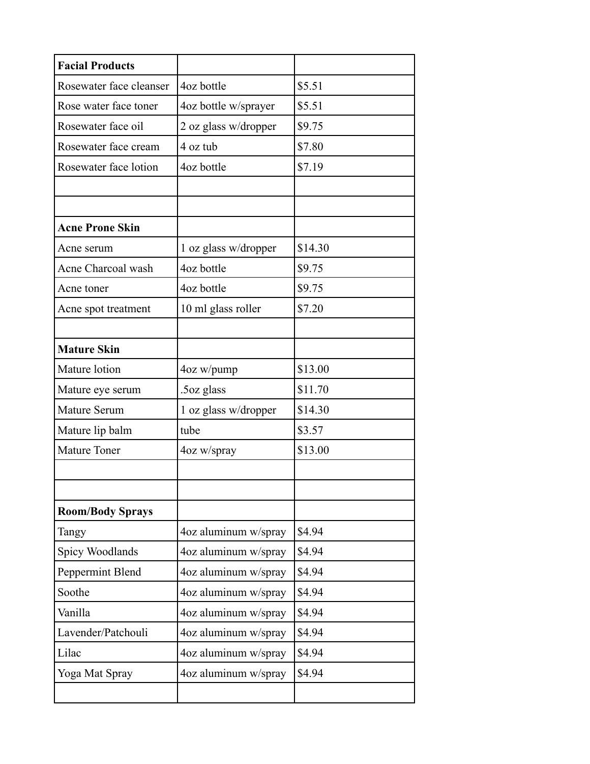| **Facial Products** | | |
|---|---|---|
| Rosewater face cleanser | 4oz bottle | $5.51 |
| Rose water face toner | 4oz bottle w/sprayer | $5.51 |
| Rosewater face oil | 2 oz glass w/dropper | $9.75 |
| Rosewater face cream | 4 oz tub | $7.80 |
| Rosewater face lotion | 4oz bottle | $7.19 |
| | | |
| | | |
| **Acne Prone Skin** | | |
| Acne serum | 1 oz glass w/dropper | $14.30 |
| Acne Charcoal wash | 4oz bottle | $9.75 |
| Acne toner | 4oz bottle | $9.75 |
| Acne spot treatment | 10 ml glass roller | $7.20 |
| | | |
| **Mature Skin** | | |
| Mature lotion | 4oz w/pump | $13.00 |
| Mature eye serum | .5oz glass | $11.70 |
| Mature Serum | 1 oz glass w/dropper | $14.30 |
| Mature lip balm | tube | $3.57 |
| Mature Toner | 4oz w/spray | $13.00 |
| | | |
| | | |
| **Room/Body Sprays** | | |
| Tangy | 4oz aluminum w/spray | $4.94 |
| Spicy Woodlands | 4oz aluminum w/spray | $4.94 |
| Peppermint Blend | 4oz aluminum w/spray | $4.94 |
| Soothe | 4oz aluminum w/spray | $4.94 |
| Vanilla | 4oz aluminum w/spray | $4.94 |
| Lavender/Patchouli | 4oz aluminum w/spray | $4.94 |
| Lilac | 4oz aluminum w/spray | $4.94 |
| Yoga Mat Spray | 4oz aluminum w/spray | $4.94 |
| | | |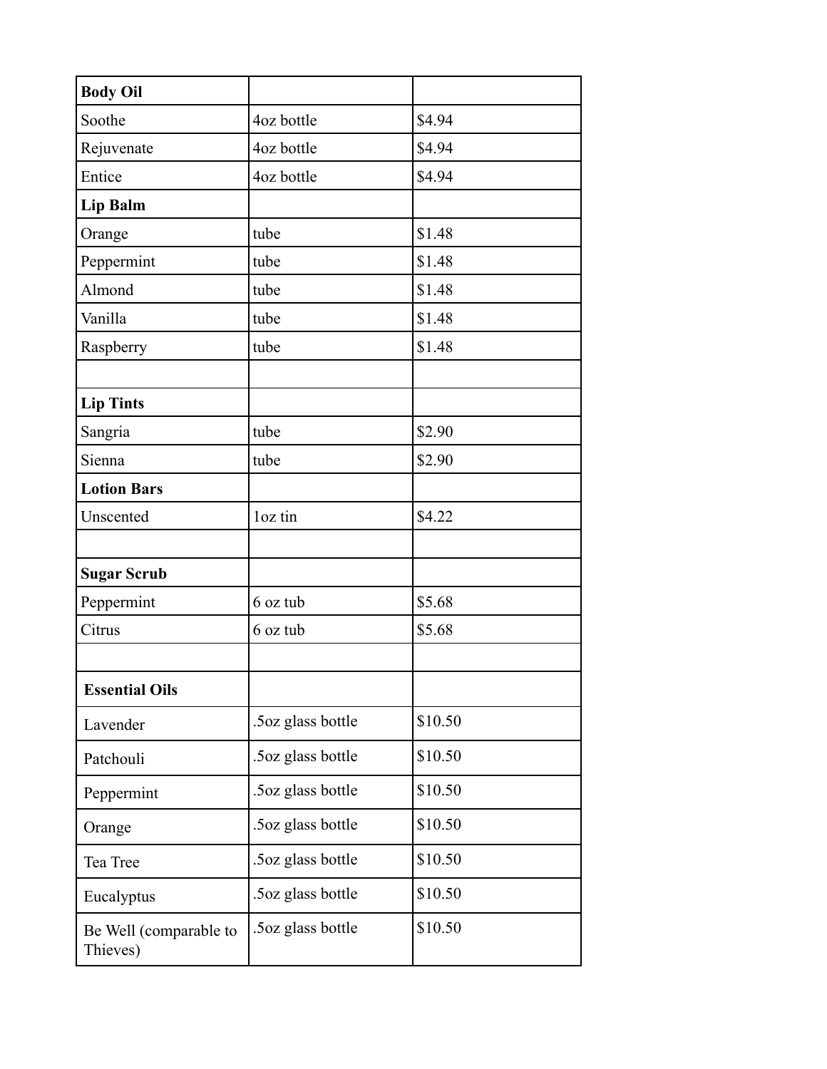| **Body Oil** | | |
|---|---|---|
| Soothe | 4oz bottle | $4.94 |
| Rejuvenate | 4oz bottle | $4.94 |
| Entice | 4oz bottle | $4.94 |
| **Lip Balm** | | |
| Orange | tube | $1.48 |
| Peppermint | tube | $1.48 |
| Almond | tube | $1.48 |
| Vanilla | tube | $1.48 |
| Raspberry | tube | $1.48 |
| | | |
| **Lip Tints** | | |
| Sangria | tube | $2.90 |
| Sienna | tube | $2.90 |
| **Lotion Bars** | | |
| Unscented | 1oz tin | $4.22 |
| | | |
| **Sugar Scrub** | | |
| Peppermint | 6 oz tub | $5.68 |
| Citrus | 6 oz tub | $5.68 |
| | | |
| **Essential Oils** | | |
| Lavender | .5oz glass bottle | $10.50 |
| Patchouli | .5oz glass bottle | $10.50 |
| Peppermint | .5oz glass bottle | $10.50 |
| Orange | .5oz glass bottle | $10.50 |
| Tea Tree | .5oz glass bottle | $10.50 |
| Eucalyptus | .5oz glass bottle | $10.50 |
| Be Well (comparable to Thieves) | .5oz glass bottle | $10.50 |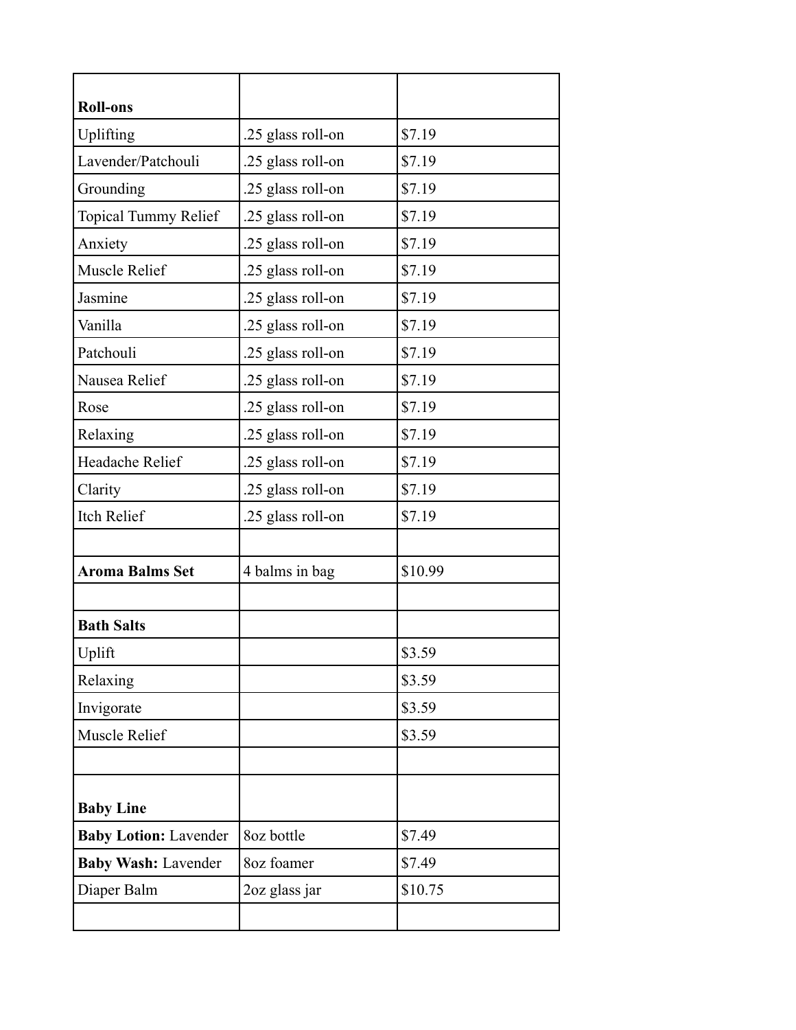| **Roll-ons** | | |
| --- | --- | --- |
| Uplifting | .25 glass roll-on | $7.19 |
| Lavender/Patchouli | .25 glass roll-on | $7.19 |
| Grounding | .25 glass roll-on | $7.19 |
| Topical Tummy Relief | .25 glass roll-on | $7.19 |
| Anxiety | .25 glass roll-on | $7.19 |
| Muscle Relief | .25 glass roll-on | $7.19 |
| Jasmine | .25 glass roll-on | $7.19 |
| Vanilla | .25 glass roll-on | $7.19 |
| Patchouli | .25 glass roll-on | $7.19 |
| Nausea Relief | .25 glass roll-on | $7.19 |
| Rose | .25 glass roll-on | $7.19 |
| Relaxing | .25 glass roll-on | $7.19 |
| Headache Relief | .25 glass roll-on | $7.19 |
| Clarity | .25 glass roll-on | $7.19 |
| Itch Relief | .25 glass roll-on | $7.19 |
| | | |
| **Aroma Balms Set** | 4 balms in bag | $10.99 |
| | | |
| **Bath Salts** | | |
| Uplift | | $3.59 |
| Relaxing | | $3.59 |
| Invigorate | | $3.59 |
| Muscle Relief | | $3.59 |
| | | |
| **Baby Line** | | |
| **Baby Lotion:** Lavender | 8oz bottle | $7.49 |
| **Baby Wash:** Lavender | 8oz foamer | $7.49 |
| Diaper Balm | 2oz glass jar | $10.75 |
| | | |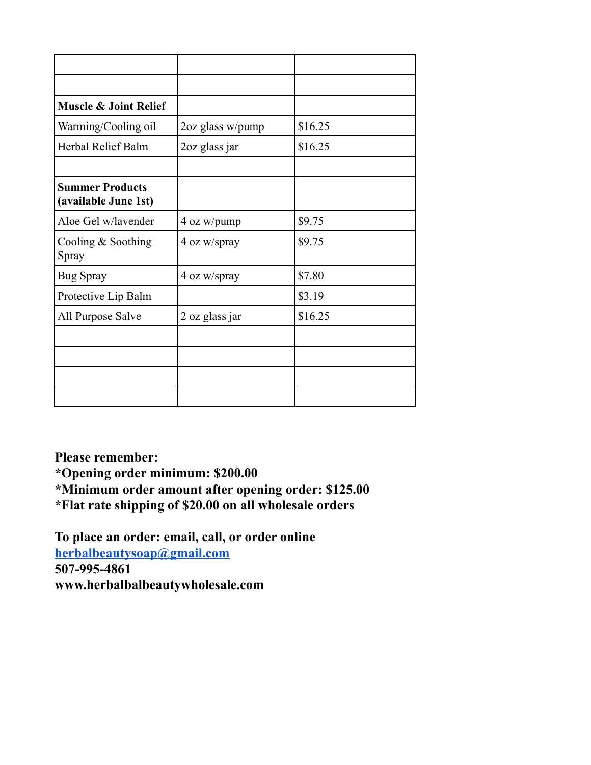| | | |
|---|---|---|
| | | |
| | | |
| **Muscle & Joint Relief** | | |
| Warming/Cooling oil | 2oz glass w/pump | $16.25 |
| Herbal Relief Balm | 2oz glass jar | $16.25 |
| | | |
| **Summer Products (available June 1st)** | | |
| Aloe Gel w/lavender | 4 oz w/pump | $9.75 |
| Cooling & Soothing Spray | 4 oz w/spray | $9.75 |
| Bug Spray | 4 oz w/spray | $7.80 |
| Protective Lip Balm | | $3.19 |
| All Purpose Salve | 2 oz glass jar | $16.25 |
| | | |
| | | |
| | | |
| | | |

**Please remember:**
**\*Opening order minimum: $200.00**
**\*Minimum order amount after opening order: $125.00**
**\*Flat rate shipping of $20.00 on all wholesale orders**

**To place an order: email, call, or order online**
**herbalbeautysoap@gmail.com**
**507-995-4861**
**www.herbalbalbeautywholesale.com**